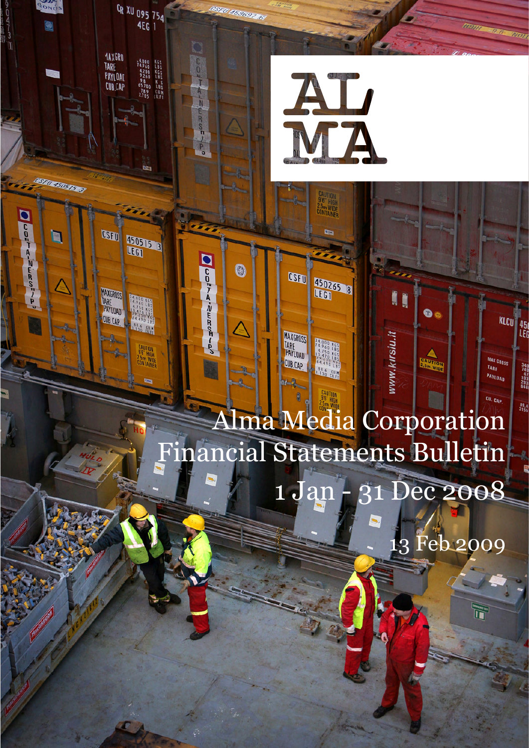ALMA

# Alma Media Corporation Financial Statements Bulletin

## 1 Jan - 31 Dec 2008

13 Feb 2009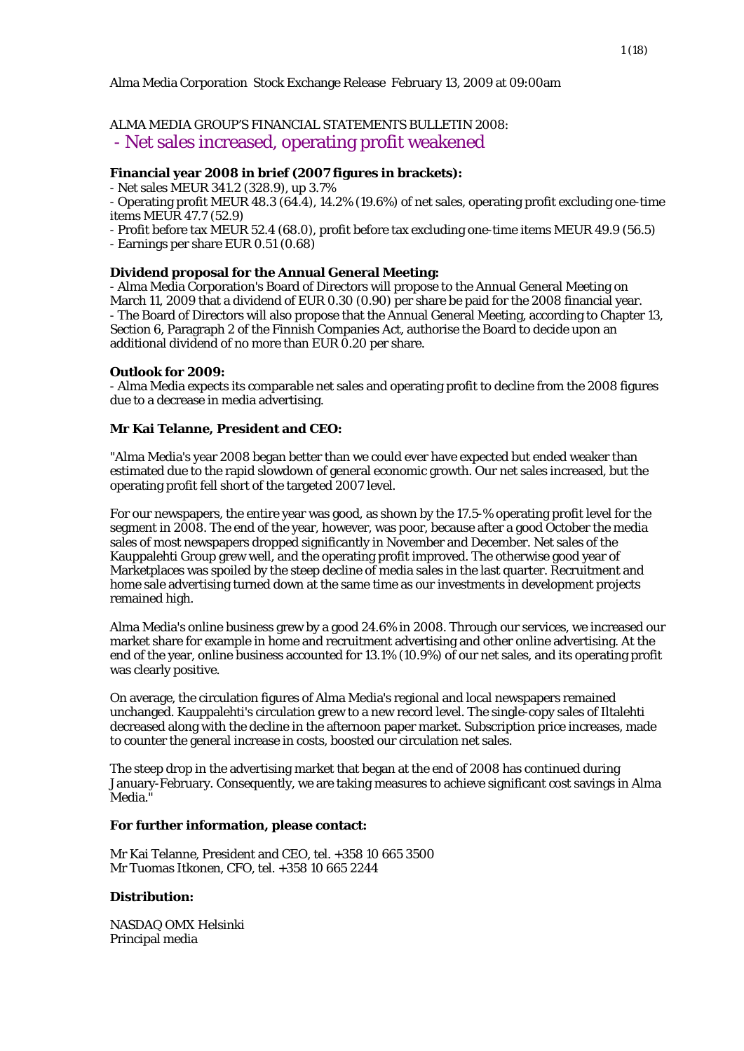Alma Media Corporation Stock Exchange Release February 13, 2009 at 09:00am

# ALMA MEDIA GROUP'S FINANCIAL STATEMENTS BULLETIN 2008:

## - Net sales increased, operating profit weakened

**Financial year 2008 in brief (2007 figures in brackets):**

- Net sales MEUR 341.2 (328.9), up 3.7%
- Operating profit MEUR 48.3 (64.4), 14.2% (19.6%) of net sales, operating profit excluding one-time items MEUR 47.7 (52.9)
- Profit before tax MEUR 52.4 (68.0), profit before tax excluding one-time items MEUR 49.9 (56.5)
- Earnings per share EUR 0.51 (0.68)

**Dividend proposal for the Annual General Meeting:**

- Alma Media Corporation's Board of Directors will propose to the Annual General Meeting on March 11, 2009 that a dividend of EUR 0.30 (0.90) per share be paid for the 2008 financial year.
- The Board of Directors will also propose that the Annual General Meeting, according to Chapter 13, Section 6, Paragraph 2 of the Finnish Companies Act, authorise the Board to decide upon an additional dividend of no more than EUR 0.20 per share.

**Outlook for 2009:**

- Alma Media expects its comparable net sales and operating profit to decline from the 2008 figures due to a decrease in media advertising.

**Mr Kai Telanne, President and CEO:**

"Alma Media's year 2008 began better than we could ever have expected but ended weaker than estimated due to the rapid slowdown of general economic growth. Our net sales increased, but the operating profit fell short of the targeted 2007 level.

For our newspapers, the entire year was good, as shown by the 17.5-% operating profit level for the segment in 2008. The end of the year, however, was poor, because after a good October the media sales of most newspapers dropped significantly in November and December. Net sales of the Kauppalehti Group grew well, and the operating profit improved. The otherwise good year of Marketplaces was spoiled by the steep decline of media sales in the last quarter. Recruitment and home sale advertising turned down at the same time as our investments in development projects remained high.

Alma Media's online business grew by a good 24.6% in 2008. Through our services, we increased our market share for example in home and recruitment advertising and other online advertising. At the end of the year, online business accounted for 13.1% (10.9%) of our net sales, and its operating profit was clearly positive.

On average, the circulation figures of Alma Media's regional and local newspapers remained unchanged. Kauppalehti's circulation grew to a new record level. The single-copy sales of Iltalehti decreased along with the decline in the afternoon paper market. Subscription price increases, made to counter the general increase in costs, boosted our circulation net sales.

The steep drop in the advertising market that began at the end of 2008 has continued during January-February. Consequently, we are taking measures to achieve significant cost savings in Alma Media."

**For further information, please contact:**

Mr Kai Telanne, President and CEO, tel. +358 10 665 3500
Mr Tuomas Itkonen, CFO, tel. +358 10 665 2244

**Distribution:**

NASDAQ OMX Helsinki
Principal media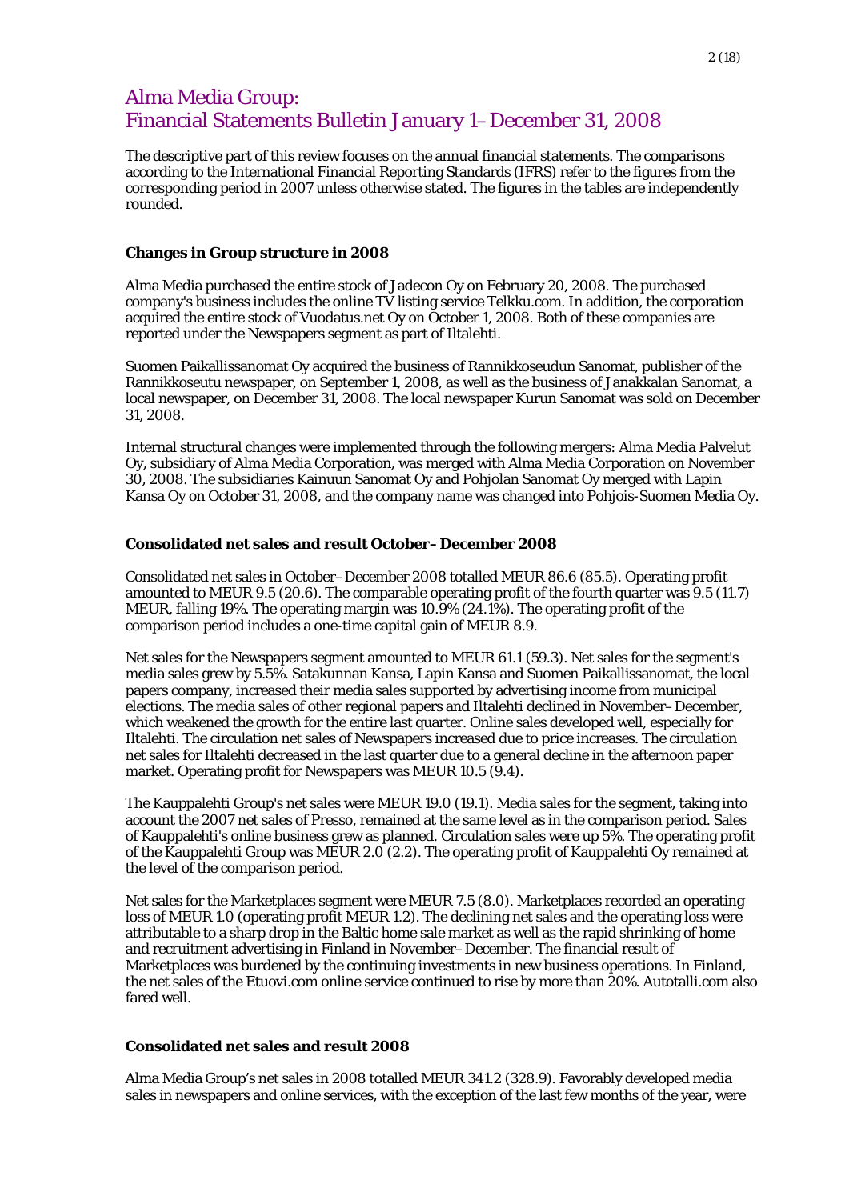# Alma Media Group:
# Financial Statements Bulletin January 1–December 31, 2008

The descriptive part of this review focuses on the annual financial statements. The comparisons according to the International Financial Reporting Standards (IFRS) refer to the figures from the corresponding period in 2007 unless otherwise stated. The figures in the tables are independently rounded.

### Changes in Group structure in 2008

Alma Media purchased the entire stock of Jadecon Oy on February 20, 2008. The purchased company's business includes the online TV listing service Telkku.com. In addition, the corporation acquired the entire stock of Vuodatus.net Oy on October 1, 2008. Both of these companies are reported under the Newspapers segment as part of Iltalehti.

Suomen Paikallissanomat Oy acquired the business of Rannikkoseudun Sanomat, publisher of the Rannikkoseutu newspaper, on September 1, 2008, as well as the business of Janakkalan Sanomat, a local newspaper, on December 31, 2008. The local newspaper Kurun Sanomat was sold on December 31, 2008.

Internal structural changes were implemented through the following mergers: Alma Media Palvelut Oy, subsidiary of Alma Media Corporation, was merged with Alma Media Corporation on November 30, 2008. The subsidiaries Kainuun Sanomat Oy and Pohjolan Sanomat Oy merged with Lapin Kansa Oy on October 31, 2008, and the company name was changed into Pohjois-Suomen Media Oy.

### Consolidated net sales and result October–December 2008

Consolidated net sales in October–December 2008 totalled MEUR 86.6 (85.5). Operating profit amounted to MEUR 9.5 (20.6). The comparable operating profit of the fourth quarter was 9.5 (11.7) MEUR, falling 19%. The operating margin was 10.9% (24.1%). The operating profit of the comparison period includes a one-time capital gain of MEUR 8.9.

Net sales for the Newspapers segment amounted to MEUR 61.1 (59.3). Net sales for the segment's media sales grew by 5.5%. Satakunnan Kansa, Lapin Kansa and Suomen Paikallissanomat, the local papers company, increased their media sales supported by advertising income from municipal elections. The media sales of other regional papers and Iltalehti declined in November–December, which weakened the growth for the entire last quarter. Online sales developed well, especially for Iltalehti. The circulation net sales of Newspapers increased due to price increases. The circulation net sales for Iltalehti decreased in the last quarter due to a general decline in the afternoon paper market. Operating profit for Newspapers was MEUR 10.5 (9.4).

The Kauppalehti Group's net sales were MEUR 19.0 (19.1). Media sales for the segment, taking into account the 2007 net sales of Presso, remained at the same level as in the comparison period. Sales of Kauppalehti's online business grew as planned. Circulation sales were up 5%. The operating profit of the Kauppalehti Group was MEUR 2.0 (2.2). The operating profit of Kauppalehti Oy remained at the level of the comparison period.

Net sales for the Marketplaces segment were MEUR 7.5 (8.0). Marketplaces recorded an operating loss of MEUR 1.0 (operating profit MEUR 1.2). The declining net sales and the operating loss were attributable to a sharp drop in the Baltic home sale market as well as the rapid shrinking of home and recruitment advertising in Finland in November–December. The financial result of Marketplaces was burdened by the continuing investments in new business operations. In Finland, the net sales of the Etuovi.com online service continued to rise by more than 20%. Autotalli.com also fared well.

### Consolidated net sales and result 2008

Alma Media Group's net sales in 2008 totalled MEUR 341.2 (328.9). Favorably developed media sales in newspapers and online services, with the exception of the last few months of the year, were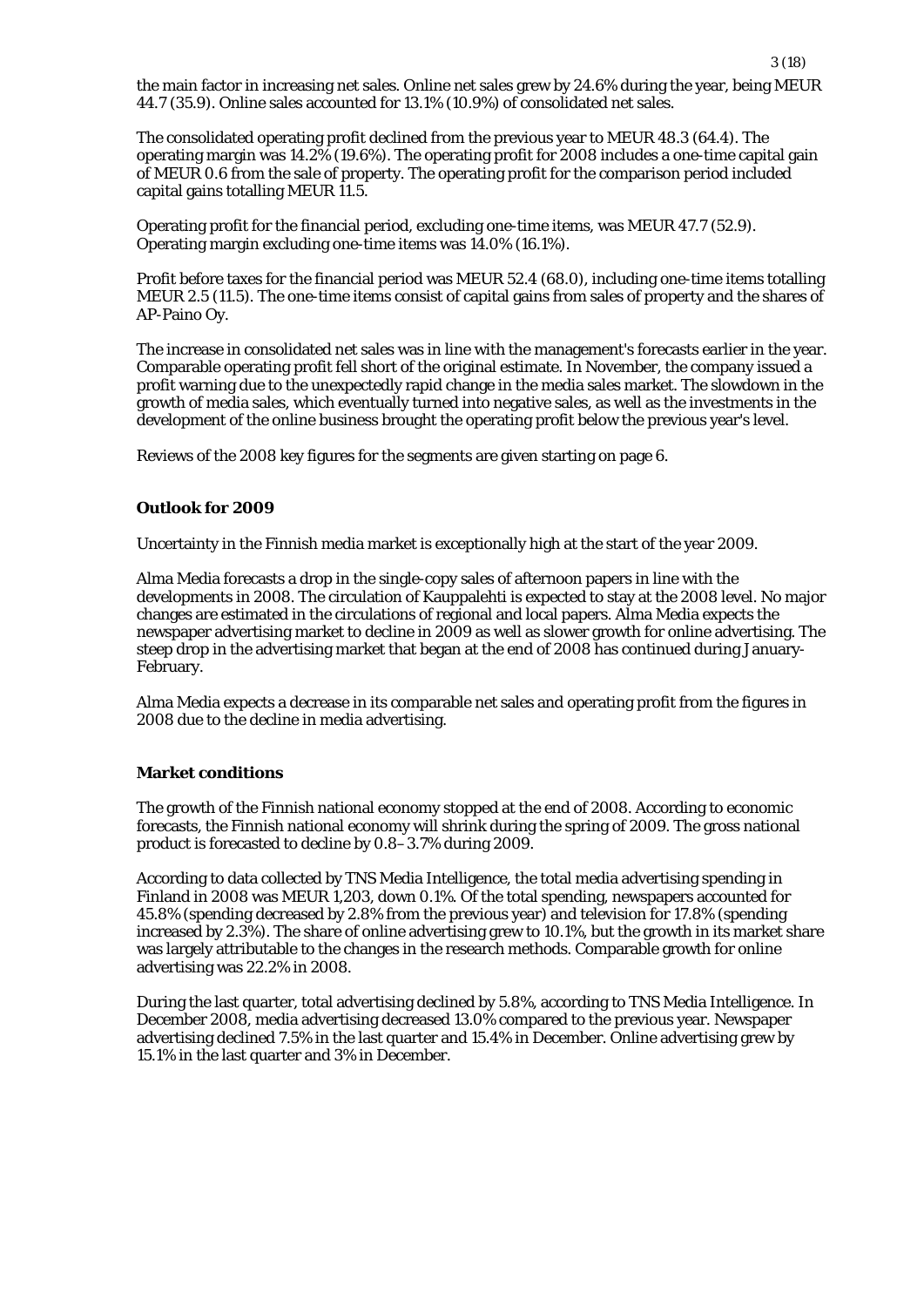the main factor in increasing net sales. Online net sales grew by 24.6% during the year, being MEUR 44.7 (35.9). Online sales accounted for 13.1% (10.9%) of consolidated net sales.

The consolidated operating profit declined from the previous year to MEUR 48.3 (64.4). The operating margin was 14.2% (19.6%). The operating profit for 2008 includes a one-time capital gain of MEUR 0.6 from the sale of property. The operating profit for the comparison period included capital gains totalling MEUR 11.5.

Operating profit for the financial period, excluding one-time items, was MEUR 47.7 (52.9). Operating margin excluding one-time items was 14.0% (16.1%).

Profit before taxes for the financial period was MEUR 52.4 (68.0), including one-time items totalling MEUR 2.5 (11.5). The one-time items consist of capital gains from sales of property and the shares of AP-Paino Oy.

The increase in consolidated net sales was in line with the management's forecasts earlier in the year. Comparable operating profit fell short of the original estimate. In November, the company issued a profit warning due to the unexpectedly rapid change in the media sales market. The slowdown in the growth of media sales, which eventually turned into negative sales, as well as the investments in the development of the online business brought the operating profit below the previous year's level.

Reviews of the 2008 key figures for the segments are given starting on page 6.

## Outlook for 2009

Uncertainty in the Finnish media market is exceptionally high at the start of the year 2009.

Alma Media forecasts a drop in the single-copy sales of afternoon papers in line with the developments in 2008. The circulation of Kauppalehti is expected to stay at the 2008 level. No major changes are estimated in the circulations of regional and local papers. Alma Media expects the newspaper advertising market to decline in 2009 as well as slower growth for online advertising. The steep drop in the advertising market that began at the end of 2008 has continued during January-February.

Alma Media expects a decrease in its comparable net sales and operating profit from the figures in 2008 due to the decline in media advertising.

## Market conditions

The growth of the Finnish national economy stopped at the end of 2008. According to economic forecasts, the Finnish national economy will shrink during the spring of 2009. The gross national product is forecasted to decline by 0.8–3.7% during 2009.

According to data collected by TNS Media Intelligence, the total media advertising spending in Finland in 2008 was MEUR 1,203, down 0.1%. Of the total spending, newspapers accounted for 45.8% (spending decreased by 2.8% from the previous year) and television for 17.8% (spending increased by 2.3%). The share of online advertising grew to 10.1%, but the growth in its market share was largely attributable to the changes in the research methods. Comparable growth for online advertising was 22.2% in 2008.

During the last quarter, total advertising declined by 5.8%, according to TNS Media Intelligence. In December 2008, media advertising decreased 13.0% compared to the previous year. Newspaper advertising declined 7.5% in the last quarter and 15.4% in December. Online advertising grew by 15.1% in the last quarter and 3% in December.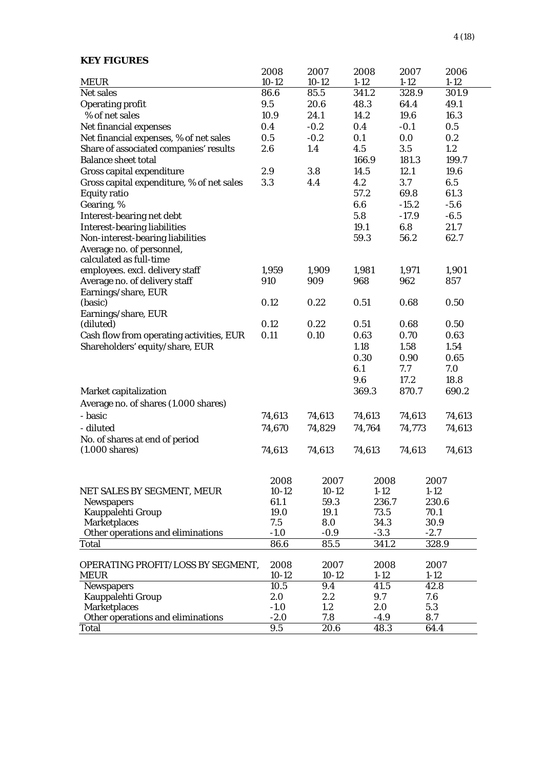**KEY FIGURES**

| MEUR | 2008 10-12 | 2007 10-12 | 2008 1-12 | 2007 1-12 | 2006 1-12 |
|---|---|---|---|---|---|
| Net sales | 86.6 | 85.5 | 341.2 | 328.9 | 301.9 |
| Operating profit | 9.5 | 20.6 | 48.3 | 64.4 | 49.1 |
| % of net sales | 10.9 | 24.1 | 14.2 | 19.6 | 16.3 |
| Net financial expenses | 0.4 | -0.2 | 0.4 | -0.1 | 0.5 |
| Net financial expenses, % of net sales | 0.5 | -0.2 | 0.1 | 0.0 | 0.2 |
| Share of associated companies' results | 2.6 | 1.4 | 4.5 | 3.5 | 1.2 |
| Balance sheet total | | | 166.9 | 181.3 | 199.7 |
| Gross capital expenditure | 2.9 | 3.8 | 14.5 | 12.1 | 19.6 |
| Gross capital expenditure, % of net sales | 3.3 | 4.4 | 4.2 | 3.7 | 6.5 |
| Equity ratio | | | 57.2 | 69.8 | 61.3 |
| Gearing, % | | | 6.6 | -15.2 | -5.6 |
| Interest-bearing net debt | | | 5.8 | -17.9 | -6.5 |
| Interest-bearing liabilities | | | 19.1 | 6.8 | 21.7 |
| Non-interest-bearing liabilities | | | 59.3 | 56.2 | 62.7 |
| Average no. of personnel, calculated as full-time employees. excl. delivery staff | 1,959 | 1,909 | 1,981 | 1,971 | 1,901 |
| Average no. of delivery staff | 910 | 909 | 968 | 962 | 857 |
| Earnings/share, EUR (basic) | 0.12 | 0.22 | 0.51 | 0.68 | 0.50 |
| Earnings/share, EUR (diluted) | 0.12 | 0.22 | 0.51 | 0.68 | 0.50 |
| Cash flow from operating activities, EUR | 0.11 | 0.10 | 0.63 | 0.70 | 0.63 |
| Shareholders' equity/share, EUR | | | 1.18 | 1.58 | 1.54 |
| | | | 0.30 | 0.90 | 0.65 |
| | | | 6.1 | 7.7 | 7.0 |
| | | | 9.6 | 17.2 | 18.8 |
| Market capitalization | | | 369.3 | 870.7 | 690.2 |
| Average no. of shares (1.000 shares) | | | | | |
| - basic | 74,613 | 74,613 | 74,613 | 74,613 | 74,613 |
| - diluted | 74,670 | 74,829 | 74,764 | 74,773 | 74,613 |
| No. of shares at end of period (1.000 shares) | 74,613 | 74,613 | 74,613 | 74,613 | 74,613 |

| NET SALES BY SEGMENT, MEUR | 2008 10-12 | 2007 10-12 | 2008 1-12 | 2007 1-12 |
|---|---|---|---|---|
| Newspapers | 61.1 | 59.3 | 236.7 | 230.6 |
| Kauppalehti Group | 19.0 | 19.1 | 73.5 | 70.1 |
| Marketplaces | 7.5 | 8.0 | 34.3 | 30.9 |
| Other operations and eliminations | -1.0 | -0.9 | -3.3 | -2.7 |
| Total | 86.6 | 85.5 | 341.2 | 328.9 |

| OPERATING PROFIT/LOSS BY SEGMENT, MEUR | 2008 10-12 | 2007 10-12 | 2008 1-12 | 2007 1-12 |
|---|---|---|---|---|
| Newspapers | 10.5 | 9.4 | 41.5 | 42.8 |
| Kauppalehti Group | 2.0 | 2.2 | 9.7 | 7.6 |
| Marketplaces | -1.0 | 1.2 | 2.0 | 5.3 |
| Other operations and eliminations | -2.0 | 7.8 | -4.9 | 8.7 |
| Total | 9.5 | 20.6 | 48.3 | 64.4 |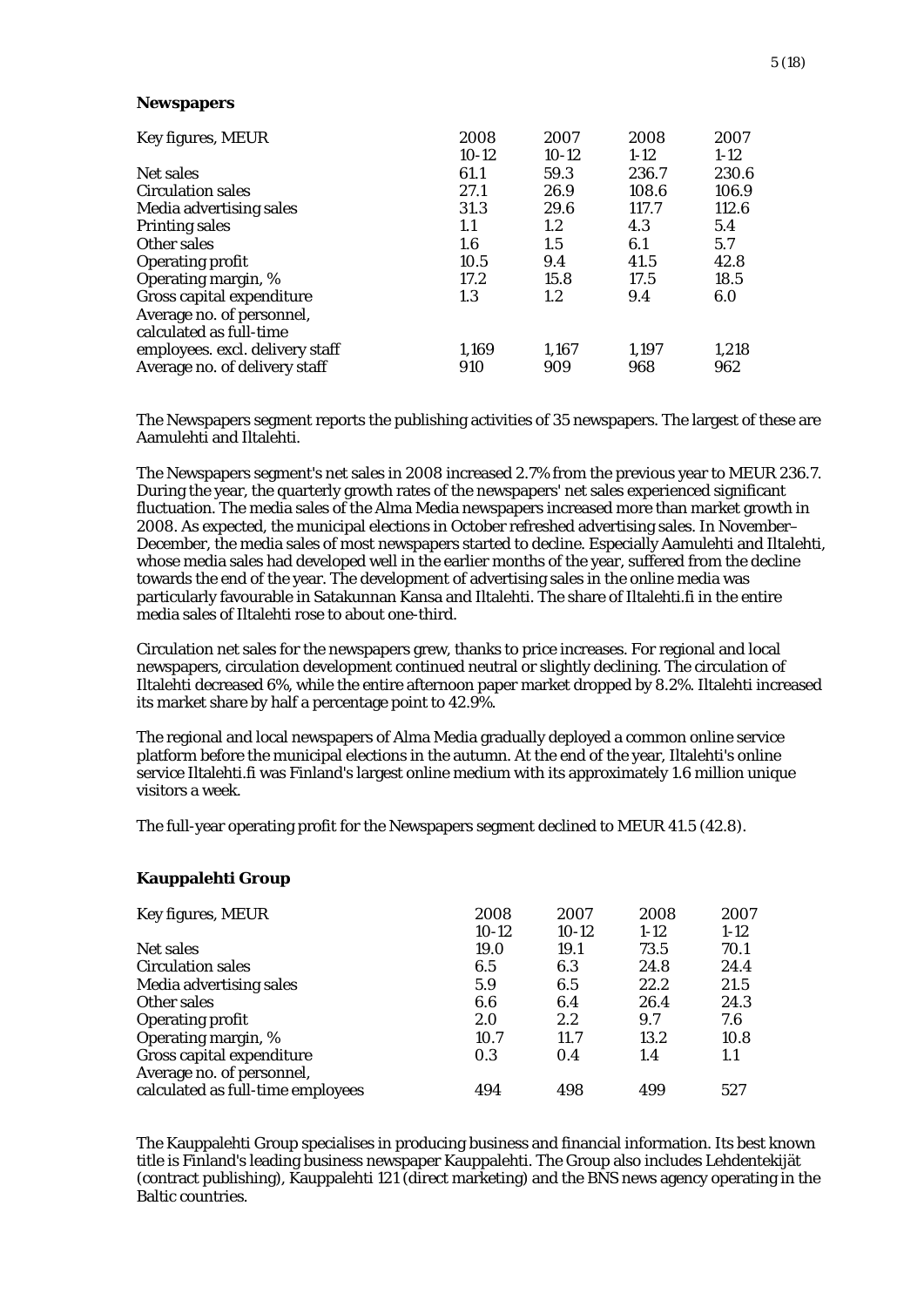## Newspapers

| Key figures, MEUR | 2008 10-12 | 2007 10-12 | 2008 1-12 | 2007 1-12 |
|---|---|---|---|---|
| Net sales | 61.1 | 59.3 | 236.7 | 230.6 |
| Circulation sales | 27.1 | 26.9 | 108.6 | 106.9 |
| Media advertising sales | 31.3 | 29.6 | 117.7 | 112.6 |
| Printing sales | 1.1 | 1.2 | 4.3 | 5.4 |
| Other sales | 1.6 | 1.5 | 6.1 | 5.7 |
| Operating profit | 10.5 | 9.4 | 41.5 | 42.8 |
| Operating margin, % | 17.2 | 15.8 | 17.5 | 18.5 |
| Gross capital expenditure | 1.3 | 1.2 | 9.4 | 6.0 |
| Average no. of personnel, calculated as full-time employees. excl. delivery staff | 1,169 | 1,167 | 1,197 | 1,218 |
| Average no. of delivery staff | 910 | 909 | 968 | 962 |

The Newspapers segment reports the publishing activities of 35 newspapers. The largest of these are Aamulehti and Iltalehti.

The Newspapers segment's net sales in 2008 increased 2.7% from the previous year to MEUR 236.7. During the year, the quarterly growth rates of the newspapers' net sales experienced significant fluctuation. The media sales of the Alma Media newspapers increased more than market growth in 2008. As expected, the municipal elections in October refreshed advertising sales. In November–December, the media sales of most newspapers started to decline. Especially Aamulehti and Iltalehti, whose media sales had developed well in the earlier months of the year, suffered from the decline towards the end of the year. The development of advertising sales in the online media was particularly favourable in Satakunnan Kansa and Iltalehti. The share of Iltalehti.fi in the entire media sales of Iltalehti rose to about one-third.

Circulation net sales for the newspapers grew, thanks to price increases. For regional and local newspapers, circulation development continued neutral or slightly declining. The circulation of Iltalehti decreased 6%, while the entire afternoon paper market dropped by 8.2%. Iltalehti increased its market share by half a percentage point to 42.9%.

The regional and local newspapers of Alma Media gradually deployed a common online service platform before the municipal elections in the autumn. At the end of the year, Iltalehti's online service Iltalehti.fi was Finland's largest online medium with its approximately 1.6 million unique visitors a week.

The full-year operating profit for the Newspapers segment declined to MEUR 41.5 (42.8).

## Kauppalehti Group

| Key figures, MEUR | 2008 10-12 | 2007 10-12 | 2008 1-12 | 2007 1-12 |
|---|---|---|---|---|
| Net sales | 19.0 | 19.1 | 73.5 | 70.1 |
| Circulation sales | 6.5 | 6.3 | 24.8 | 24.4 |
| Media advertising sales | 5.9 | 6.5 | 22.2 | 21.5 |
| Other sales | 6.6 | 6.4 | 26.4 | 24.3 |
| Operating profit | 2.0 | 2.2 | 9.7 | 7.6 |
| Operating margin, % | 10.7 | 11.7 | 13.2 | 10.8 |
| Gross capital expenditure | 0.3 | 0.4 | 1.4 | 1.1 |
| Average no. of personnel, calculated as full-time employees | 494 | 498 | 499 | 527 |

The Kauppalehti Group specialises in producing business and financial information. Its best known title is Finland's leading business newspaper Kauppalehti. The Group also includes Lehdentekijät (contract publishing), Kauppalehti 121 (direct marketing) and the BNS news agency operating in the Baltic countries.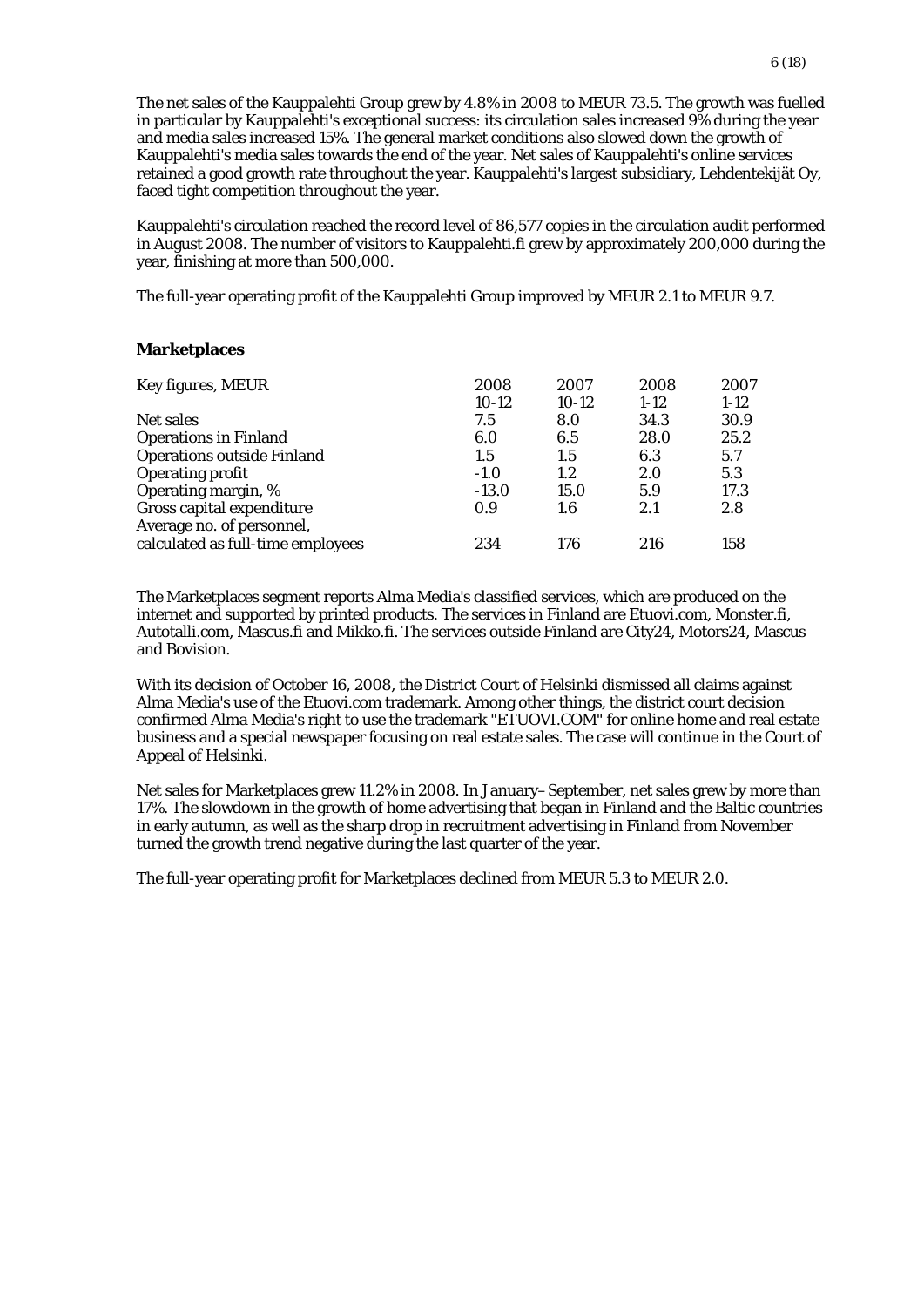The net sales of the Kauppalehti Group grew by 4.8% in 2008 to MEUR 73.5. The growth was fuelled in particular by Kauppalehti's exceptional success: its circulation sales increased 9% during the year and media sales increased 15%. The general market conditions also slowed down the growth of Kauppalehti's media sales towards the end of the year. Net sales of Kauppalehti's online services retained a good growth rate throughout the year. Kauppalehti's largest subsidiary, Lehdentekijät Oy, faced tight competition throughout the year.

Kauppalehti's circulation reached the record level of 86,577 copies in the circulation audit performed in August 2008. The number of visitors to Kauppalehti.fi grew by approximately 200,000 during the year, finishing at more than 500,000.

The full-year operating profit of the Kauppalehti Group improved by MEUR 2.1 to MEUR 9.7.

**Marketplaces**

| Key figures, MEUR | 2008<br>10-12 | 2007<br>10-12 | 2008<br>1-12 | 2007<br>1-12 |
|---|---|---|---|---|
| Net sales | 7.5 | 8.0 | 34.3 | 30.9 |
| Operations in Finland | 6.0 | 6.5 | 28.0 | 25.2 |
| Operations outside Finland | 1.5 | 1.5 | 6.3 | 5.7 |
| Operating profit | -1.0 | 1.2 | 2.0 | 5.3 |
| Operating margin, % | -13.0 | 15.0 | 5.9 | 17.3 |
| Gross capital expenditure | 0.9 | 1.6 | 2.1 | 2.8 |
| Average no. of personnel, calculated as full-time employees | 234 | 176 | 216 | 158 |

The Marketplaces segment reports Alma Media's classified services, which are produced on the internet and supported by printed products. The services in Finland are Etuovi.com, Monster.fi, Autotalli.com, Mascus.fi and Mikko.fi. The services outside Finland are City24, Motors24, Mascus and Bovision.

With its decision of October 16, 2008, the District Court of Helsinki dismissed all claims against Alma Media's use of the Etuovi.com trademark. Among other things, the district court decision confirmed Alma Media's right to use the trademark "ETUOVI.COM" for online home and real estate business and a special newspaper focusing on real estate sales. The case will continue in the Court of Appeal of Helsinki.

Net sales for Marketplaces grew 11.2% in 2008. In January–September, net sales grew by more than 17%. The slowdown in the growth of home advertising that began in Finland and the Baltic countries in early autumn, as well as the sharp drop in recruitment advertising in Finland from November turned the growth trend negative during the last quarter of the year.

The full-year operating profit for Marketplaces declined from MEUR 5.3 to MEUR 2.0.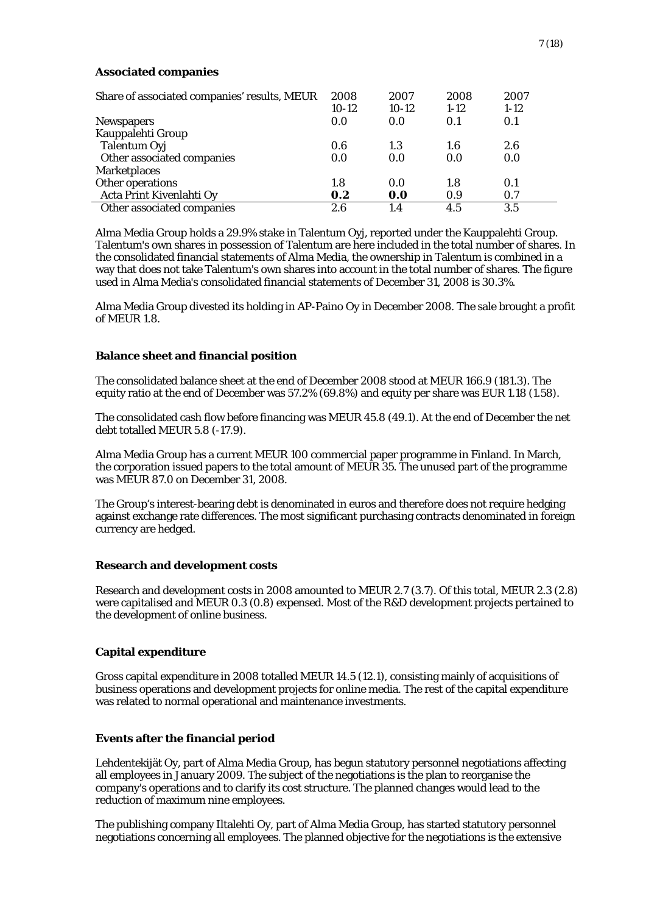**Associated companies**

| Share of associated companies' results, MEUR | 2008 10-12 | 2007 10-12 | 2008 1-12 | 2007 1-12 |
|---|---|---|---|---|
| Newspapers | 0.0 | 0.0 | 0.1 | 0.1 |
| Kauppalehti Group | | | | |
| Talentum Oyj | 0.6 | 1.3 | 1.6 | 2.6 |
| Other associated companies | 0.0 | 0.0 | 0.0 | 0.0 |
| Marketplaces | | | | |
| Other operations | 1.8 | 0.0 | 1.8 | 0.1 |
| Acta Print Kivenlahti Oy | **0.2** | **0.0** | 0.9 | 0.7 |
| Other associated companies | 2.6 | 1.4 | 4.5 | 3.5 |

Alma Media Group holds a 29.9% stake in Talentum Oyj, reported under the Kauppalehti Group. Talentum's own shares in possession of Talentum are here included in the total number of shares. In the consolidated financial statements of Alma Media, the ownership in Talentum is combined in a way that does not take Talentum's own shares into account in the total number of shares. The figure used in Alma Media's consolidated financial statements of December 31, 2008 is 30.3%.

Alma Media Group divested its holding in AP-Paino Oy in December 2008. The sale brought a profit of MEUR 1.8.

**Balance sheet and financial position**

The consolidated balance sheet at the end of December 2008 stood at MEUR 166.9 (181.3). The equity ratio at the end of December was 57.2% (69.8%) and equity per share was EUR 1.18 (1.58).

The consolidated cash flow before financing was MEUR 45.8 (49.1). At the end of December the net debt totalled MEUR 5.8 (-17.9).

Alma Media Group has a current MEUR 100 commercial paper programme in Finland. In March, the corporation issued papers to the total amount of MEUR 35. The unused part of the programme was MEUR 87.0 on December 31, 2008.

The Group's interest-bearing debt is denominated in euros and therefore does not require hedging against exchange rate differences. The most significant purchasing contracts denominated in foreign currency are hedged.

**Research and development costs**

Research and development costs in 2008 amounted to MEUR 2.7 (3.7). Of this total, MEUR 2.3 (2.8) were capitalised and MEUR 0.3 (0.8) expensed. Most of the R&D development projects pertained to the development of online business.

**Capital expenditure**

Gross capital expenditure in 2008 totalled MEUR 14.5 (12.1), consisting mainly of acquisitions of business operations and development projects for online media. The rest of the capital expenditure was related to normal operational and maintenance investments.

**Events after the financial period**

Lehdentekijät Oy, part of Alma Media Group, has begun statutory personnel negotiations affecting all employees in January 2009. The subject of the negotiations is the plan to reorganise the company's operations and to clarify its cost structure. The planned changes would lead to the reduction of maximum nine employees.

The publishing company Iltalehti Oy, part of Alma Media Group, has started statutory personnel negotiations concerning all employees. The planned objective for the negotiations is the extensive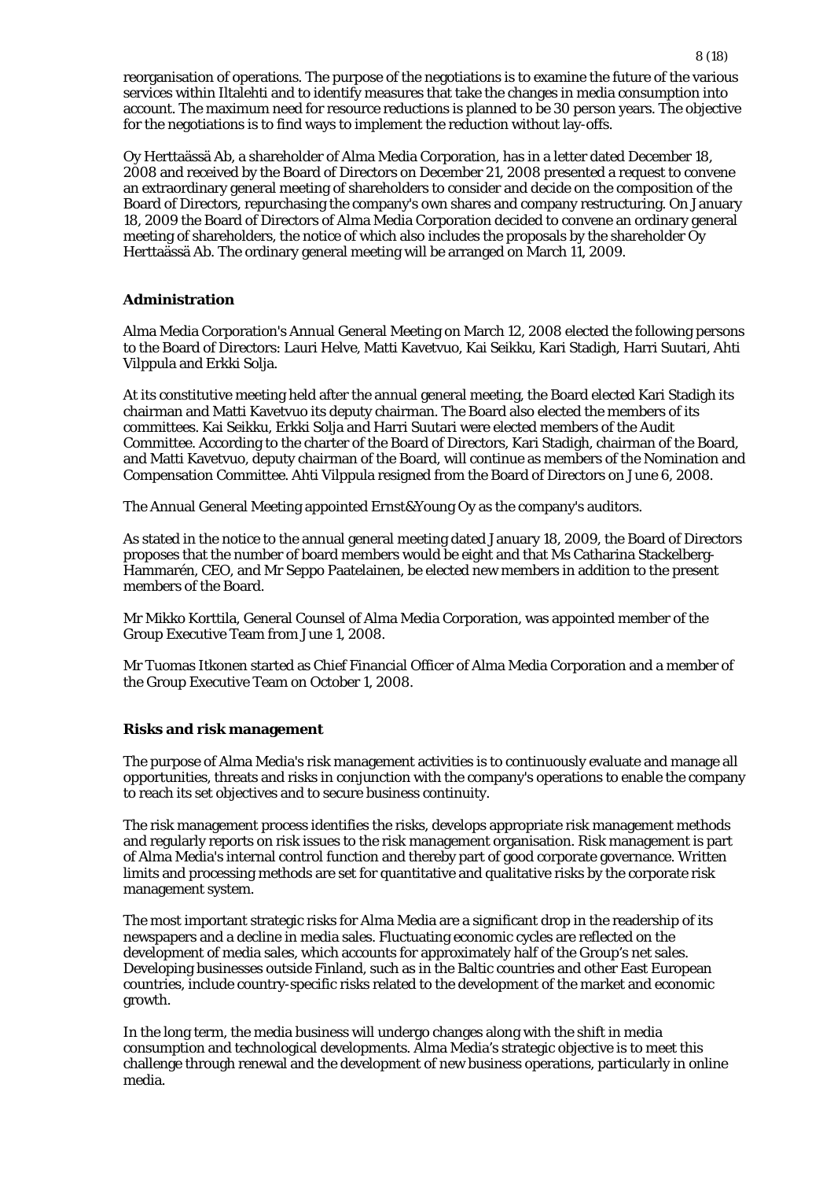reorganisation of operations. The purpose of the negotiations is to examine the future of the various services within Iltalehti and to identify measures that take the changes in media consumption into account. The maximum need for resource reductions is planned to be 30 person years. The objective for the negotiations is to find ways to implement the reduction without lay-offs.

Oy Herttaässä Ab, a shareholder of Alma Media Corporation, has in a letter dated December 18, 2008 and received by the Board of Directors on December 21, 2008 presented a request to convene an extraordinary general meeting of shareholders to consider and decide on the composition of the Board of Directors, repurchasing the company's own shares and company restructuring. On January 18, 2009 the Board of Directors of Alma Media Corporation decided to convene an ordinary general meeting of shareholders, the notice of which also includes the proposals by the shareholder Oy Herttaässä Ab. The ordinary general meeting will be arranged on March 11, 2009.

## Administration

Alma Media Corporation's Annual General Meeting on March 12, 2008 elected the following persons to the Board of Directors: Lauri Helve, Matti Kavetvuo, Kai Seikku, Kari Stadigh, Harri Suutari, Ahti Vilppula and Erkki Solja.

At its constitutive meeting held after the annual general meeting, the Board elected Kari Stadigh its chairman and Matti Kavetvuo its deputy chairman. The Board also elected the members of its committees. Kai Seikku, Erkki Solja and Harri Suutari were elected members of the Audit Committee. According to the charter of the Board of Directors, Kari Stadigh, chairman of the Board, and Matti Kavetvuo, deputy chairman of the Board, will continue as members of the Nomination and Compensation Committee. Ahti Vilppula resigned from the Board of Directors on June 6, 2008.

The Annual General Meeting appointed Ernst&Young Oy as the company's auditors.

As stated in the notice to the annual general meeting dated January 18, 2009, the Board of Directors proposes that the number of board members would be eight and that Ms Catharina Stackelberg-Hammarén, CEO, and Mr Seppo Paatelainen, be elected new members in addition to the present members of the Board.

Mr Mikko Korttila, General Counsel of Alma Media Corporation, was appointed member of the Group Executive Team from June 1, 2008.

Mr Tuomas Itkonen started as Chief Financial Officer of Alma Media Corporation and a member of the Group Executive Team on October 1, 2008.

## Risks and risk management

The purpose of Alma Media's risk management activities is to continuously evaluate and manage all opportunities, threats and risks in conjunction with the company's operations to enable the company to reach its set objectives and to secure business continuity.

The risk management process identifies the risks, develops appropriate risk management methods and regularly reports on risk issues to the risk management organisation. Risk management is part of Alma Media's internal control function and thereby part of good corporate governance. Written limits and processing methods are set for quantitative and qualitative risks by the corporate risk management system.

The most important strategic risks for Alma Media are a significant drop in the readership of its newspapers and a decline in media sales. Fluctuating economic cycles are reflected on the development of media sales, which accounts for approximately half of the Group's net sales. Developing businesses outside Finland, such as in the Baltic countries and other East European countries, include country-specific risks related to the development of the market and economic growth.

In the long term, the media business will undergo changes along with the shift in media consumption and technological developments. Alma Media's strategic objective is to meet this challenge through renewal and the development of new business operations, particularly in online media.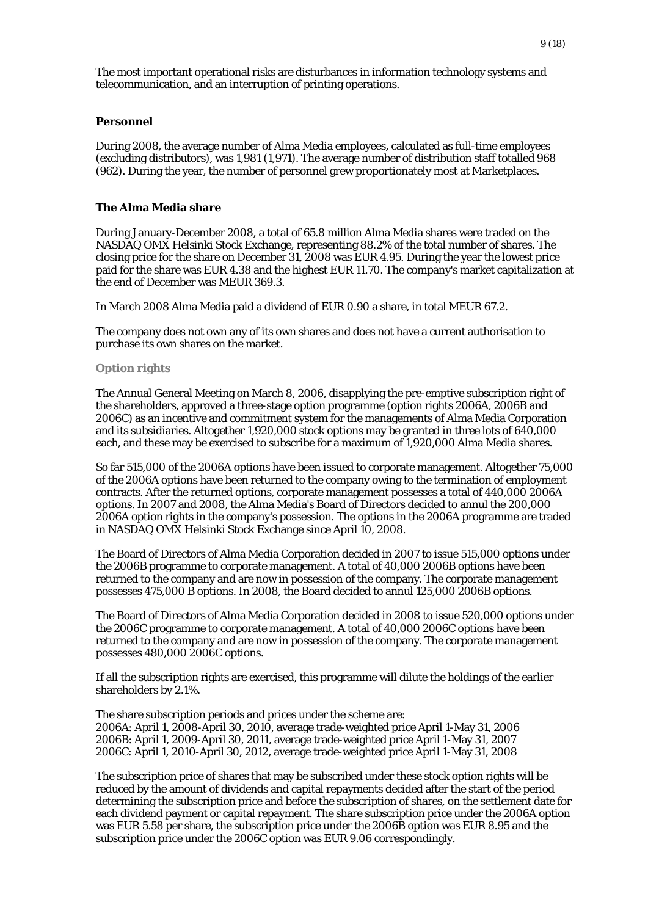The most important operational risks are disturbances in information technology systems and telecommunication, and an interruption of printing operations.

## Personnel

During 2008, the average number of Alma Media employees, calculated as full-time employees (excluding distributors), was 1,981 (1,971). The average number of distribution staff totalled 968 (962). During the year, the number of personnel grew proportionately most at Marketplaces.

## The Alma Media share

During January-December 2008, a total of 65.8 million Alma Media shares were traded on the NASDAQ OMX Helsinki Stock Exchange, representing 88.2% of the total number of shares. The closing price for the share on December 31, 2008 was EUR 4.95. During the year the lowest price paid for the share was EUR 4.38 and the highest EUR 11.70. The company's market capitalization at the end of December was MEUR 369.3.

In March 2008 Alma Media paid a dividend of EUR 0.90 a share, in total MEUR 67.2.

The company does not own any of its own shares and does not have a current authorisation to purchase its own shares on the market.

### Option rights

The Annual General Meeting on March 8, 2006, disapplying the pre-emptive subscription right of the shareholders, approved a three-stage option programme (option rights 2006A, 2006B and 2006C) as an incentive and commitment system for the managements of Alma Media Corporation and its subsidiaries. Altogether 1,920,000 stock options may be granted in three lots of 640,000 each, and these may be exercised to subscribe for a maximum of 1,920,000 Alma Media shares.

So far 515,000 of the 2006A options have been issued to corporate management. Altogether 75,000 of the 2006A options have been returned to the company owing to the termination of employment contracts. After the returned options, corporate management possesses a total of 440,000 2006A options. In 2007 and 2008, the Alma Media's Board of Directors decided to annul the 200,000 2006A option rights in the company's possession. The options in the 2006A programme are traded in NASDAQ OMX Helsinki Stock Exchange since April 10, 2008.

The Board of Directors of Alma Media Corporation decided in 2007 to issue 515,000 options under the 2006B programme to corporate management. A total of 40,000 2006B options have been returned to the company and are now in possession of the company. The corporate management possesses 475,000 B options. In 2008, the Board decided to annul 125,000 2006B options.

The Board of Directors of Alma Media Corporation decided in 2008 to issue 520,000 options under the 2006C programme to corporate management. A total of 40,000 2006C options have been returned to the company and are now in possession of the company. The corporate management possesses 480,000 2006C options.

If all the subscription rights are exercised, this programme will dilute the holdings of the earlier shareholders by 2.1%.

The share subscription periods and prices under the scheme are:
2006A: April 1, 2008-April 30, 2010, average trade-weighted price April 1-May 31, 2006
2006B: April 1, 2009-April 30, 2011, average trade-weighted price April 1-May 31, 2007
2006C: April 1, 2010-April 30, 2012, average trade-weighted price April 1-May 31, 2008

The subscription price of shares that may be subscribed under these stock option rights will be reduced by the amount of dividends and capital repayments decided after the start of the period determining the subscription price and before the subscription of shares, on the settlement date for each dividend payment or capital repayment. The share subscription price under the 2006A option was EUR 5.58 per share, the subscription price under the 2006B option was EUR 8.95 and the subscription price under the 2006C option was EUR 9.06 correspondingly.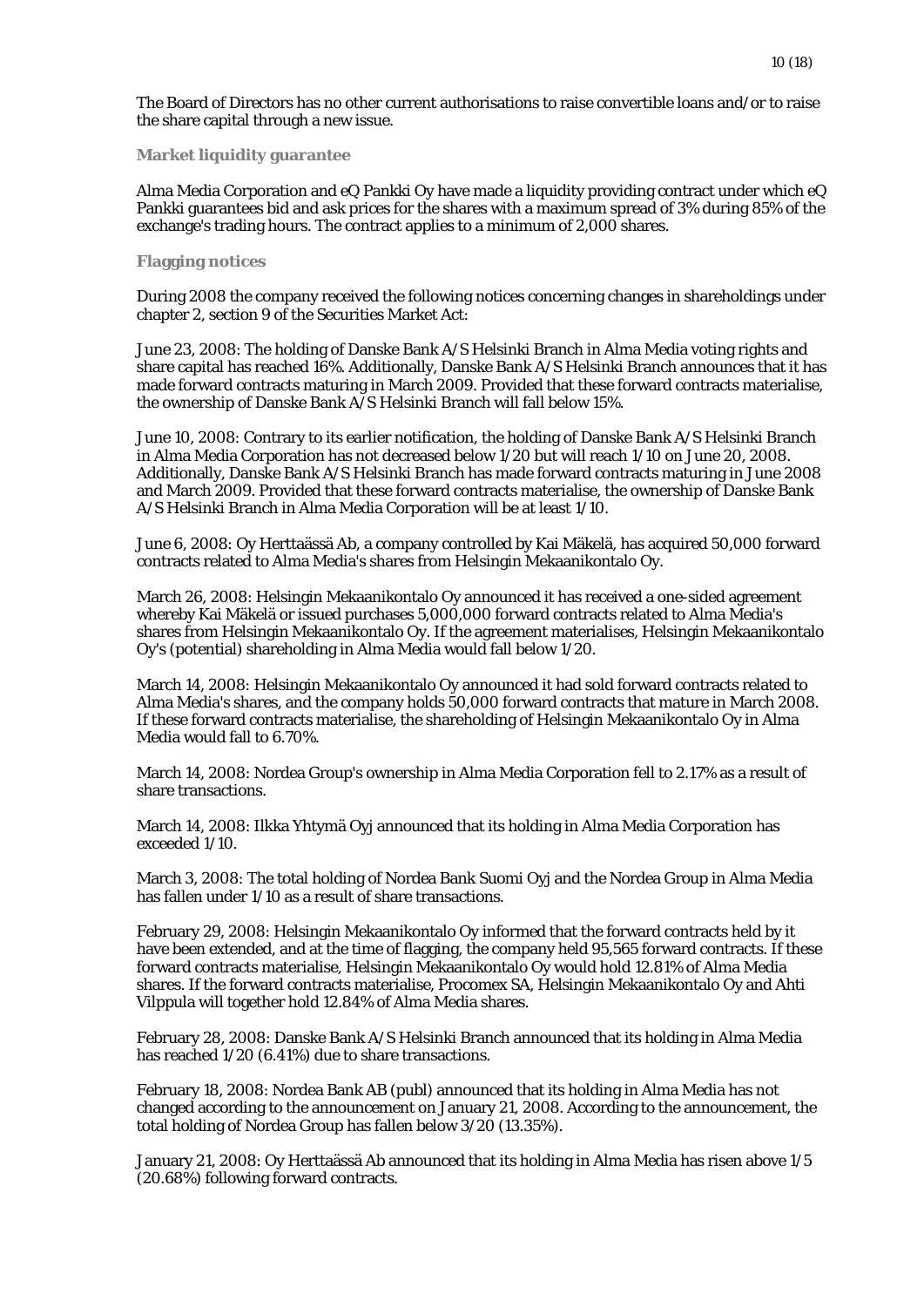The Board of Directors has no other current authorisations to raise convertible loans and/or to raise the share capital through a new issue.

### Market liquidity guarantee

Alma Media Corporation and eQ Pankki Oy have made a liquidity providing contract under which eQ Pankki guarantees bid and ask prices for the shares with a maximum spread of 3% during 85% of the exchange's trading hours. The contract applies to a minimum of 2,000 shares.

### Flagging notices

During 2008 the company received the following notices concerning changes in shareholdings under chapter 2, section 9 of the Securities Market Act:

June 23, 2008: The holding of Danske Bank A/S Helsinki Branch in Alma Media voting rights and share capital has reached 16%. Additionally, Danske Bank A/S Helsinki Branch announces that it has made forward contracts maturing in March 2009. Provided that these forward contracts materialise, the ownership of Danske Bank A/S Helsinki Branch will fall below 15%.

June 10, 2008: Contrary to its earlier notification, the holding of Danske Bank A/S Helsinki Branch in Alma Media Corporation has not decreased below 1/20 but will reach 1/10 on June 20, 2008. Additionally, Danske Bank A/S Helsinki Branch has made forward contracts maturing in June 2008 and March 2009. Provided that these forward contracts materialise, the ownership of Danske Bank A/S Helsinki Branch in Alma Media Corporation will be at least 1/10.

June 6, 2008: Oy Herttaässä Ab, a company controlled by Kai Mäkelä, has acquired 50,000 forward contracts related to Alma Media's shares from Helsingin Mekaanikontalo Oy.

March 26, 2008: Helsingin Mekaanikontalo Oy announced it has received a one-sided agreement whereby Kai Mäkelä or issued purchases 5,000,000 forward contracts related to Alma Media's shares from Helsingin Mekaanikontalo Oy. If the agreement materialises, Helsingin Mekaanikontalo Oy's (potential) shareholding in Alma Media would fall below 1/20.

March 14, 2008: Helsingin Mekaanikontalo Oy announced it had sold forward contracts related to Alma Media's shares, and the company holds 50,000 forward contracts that mature in March 2008. If these forward contracts materialise, the shareholding of Helsingin Mekaanikontalo Oy in Alma Media would fall to 6.70%.

March 14, 2008: Nordea Group's ownership in Alma Media Corporation fell to 2.17% as a result of share transactions.

March 14, 2008: Ilkka Yhtymä Oyj announced that its holding in Alma Media Corporation has exceeded 1/10.

March 3, 2008: The total holding of Nordea Bank Suomi Oyj and the Nordea Group in Alma Media has fallen under 1/10 as a result of share transactions.

February 29, 2008: Helsingin Mekaanikontalo Oy informed that the forward contracts held by it have been extended, and at the time of flagging, the company held 95,565 forward contracts. If these forward contracts materialise, Helsingin Mekaanikontalo Oy would hold 12.81% of Alma Media shares. If the forward contracts materialise, Procomex SA, Helsingin Mekaanikontalo Oy and Ahti Vilppula will together hold 12.84% of Alma Media shares.

February 28, 2008: Danske Bank A/S Helsinki Branch announced that its holding in Alma Media has reached 1/20 (6.41%) due to share transactions.

February 18, 2008: Nordea Bank AB (publ) announced that its holding in Alma Media has not changed according to the announcement on January 21, 2008. According to the announcement, the total holding of Nordea Group has fallen below 3/20 (13.35%).

January 21, 2008: Oy Herttaässä Ab announced that its holding in Alma Media has risen above 1/5 (20.68%) following forward contracts.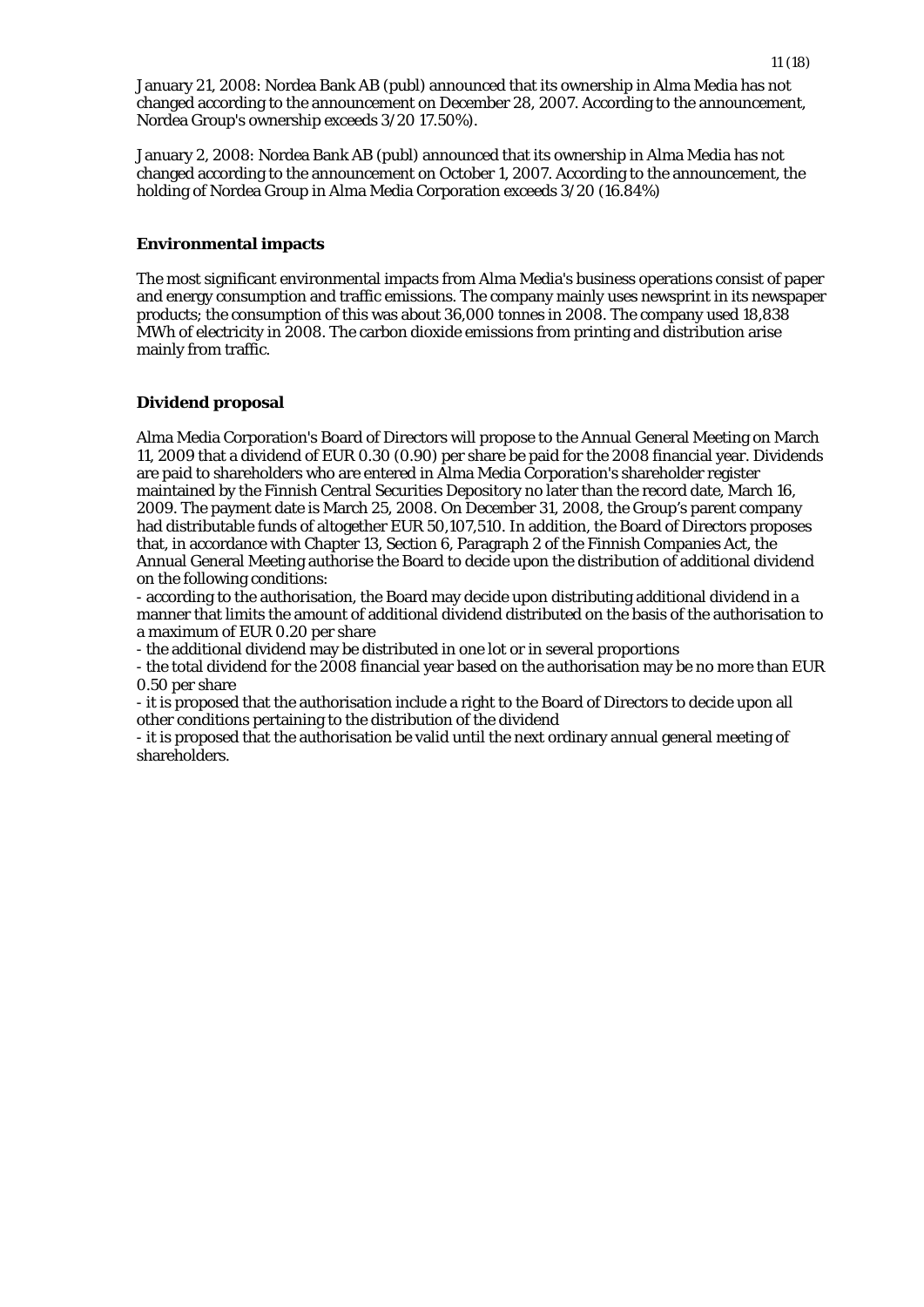January 21, 2008: Nordea Bank AB (publ) announced that its ownership in Alma Media has not changed according to the announcement on December 28, 2007. According to the announcement, Nordea Group's ownership exceeds 3/20 17.50%).

January 2, 2008: Nordea Bank AB (publ) announced that its ownership in Alma Media has not changed according to the announcement on October 1, 2007. According to the announcement, the holding of Nordea Group in Alma Media Corporation exceeds 3/20 (16.84%)

**Environmental impacts**

The most significant environmental impacts from Alma Media's business operations consist of paper and energy consumption and traffic emissions. The company mainly uses newsprint in its newspaper products; the consumption of this was about 36,000 tonnes in 2008. The company used 18,838 MWh of electricity in 2008. The carbon dioxide emissions from printing and distribution arise mainly from traffic.

**Dividend proposal**

Alma Media Corporation's Board of Directors will propose to the Annual General Meeting on March 11, 2009 that a dividend of EUR 0.30 (0.90) per share be paid for the 2008 financial year. Dividends are paid to shareholders who are entered in Alma Media Corporation's shareholder register maintained by the Finnish Central Securities Depository no later than the record date, March 16, 2009. The payment date is March 25, 2008. On December 31, 2008, the Group's parent company had distributable funds of altogether EUR 50,107,510. In addition, the Board of Directors proposes that, in accordance with Chapter 13, Section 6, Paragraph 2 of the Finnish Companies Act, the Annual General Meeting authorise the Board to decide upon the distribution of additional dividend on the following conditions:

- according to the authorisation, the Board may decide upon distributing additional dividend in a manner that limits the amount of additional dividend distributed on the basis of the authorisation to a maximum of EUR 0.20 per share
- the additional dividend may be distributed in one lot or in several proportions
- the total dividend for the 2008 financial year based on the authorisation may be no more than EUR 0.50 per share
- it is proposed that the authorisation include a right to the Board of Directors to decide upon all other conditions pertaining to the distribution of the dividend
- it is proposed that the authorisation be valid until the next ordinary annual general meeting of shareholders.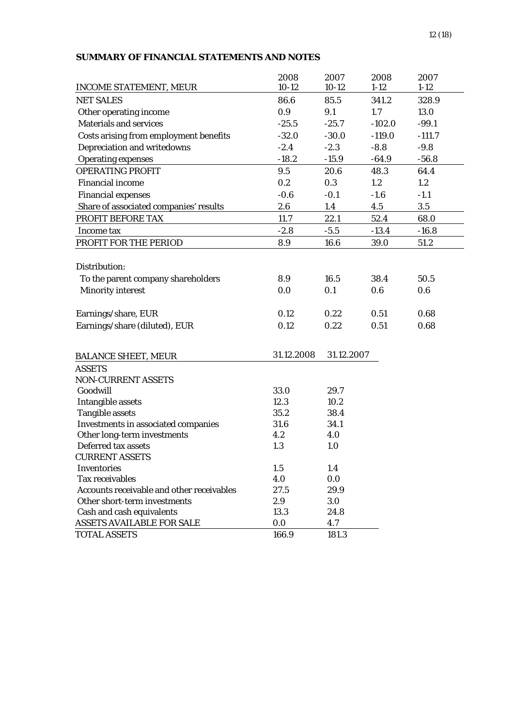## SUMMARY OF FINANCIAL STATEMENTS AND NOTES

| INCOME STATEMENT, MEUR | 2008 10-12 | 2007 10-12 | 2008 1-12 | 2007 1-12 |
|---|---|---|---|---|
| NET SALES | 86.6 | 85.5 | 341.2 | 328.9 |
| Other operating income | 0.9 | 9.1 | 1.7 | 13.0 |
| Materials and services | -25.5 | -25.7 | -102.0 | -99.1 |
| Costs arising from employment benefits | -32.0 | -30.0 | -119.0 | -111.7 |
| Depreciation and writedowns | -2.4 | -2.3 | -8.8 | -9.8 |
| Operating expenses | -18.2 | -15.9 | -64.9 | -56.8 |
| OPERATING PROFIT | 9.5 | 20.6 | 48.3 | 64.4 |
| Financial income | 0.2 | 0.3 | 1.2 | 1.2 |
| Financial expenses | -0.6 | -0.1 | -1.6 | -1.1 |
| Share of associated companies' results | 2.6 | 1.4 | 4.5 | 3.5 |
| PROFIT BEFORE TAX | 11.7 | 22.1 | 52.4 | 68.0 |
| Income tax | -2.8 | -5.5 | -13.4 | -16.8 |
| PROFIT FOR THE PERIOD | 8.9 | 16.6 | 39.0 | 51.2 |
| | | | | |
| Distribution: | | | | |
| To the parent company shareholders | 8.9 | 16.5 | 38.4 | 50.5 |
| Minority interest | 0.0 | 0.1 | 0.6 | 0.6 |
| | | | | |
| Earnings/share, EUR | 0.12 | 0.22 | 0.51 | 0.68 |
| Earnings/share (diluted), EUR | 0.12 | 0.22 | 0.51 | 0.68 |

| BALANCE SHEET, MEUR | 31.12.2008 | 31.12.2007 |
|---|---|---|
| ASSETS | | |
| NON-CURRENT ASSETS | | |
| Goodwill | 33.0 | 29.7 |
| Intangible assets | 12.3 | 10.2 |
| Tangible assets | 35.2 | 38.4 |
| Investments in associated companies | 31.6 | 34.1 |
| Other long-term investments | 4.2 | 4.0 |
| Deferred tax assets | 1.3 | 1.0 |
| CURRENT ASSETS | | |
| Inventories | 1.5 | 1.4 |
| Tax receivables | 4.0 | 0.0 |
| Accounts receivable and other receivables | 27.5 | 29.9 |
| Other short-term investments | 2.9 | 3.0 |
| Cash and cash equivalents | 13.3 | 24.8 |
| ASSETS AVAILABLE FOR SALE | 0.0 | 4.7 |
| TOTAL ASSETS | 166.9 | 181.3 |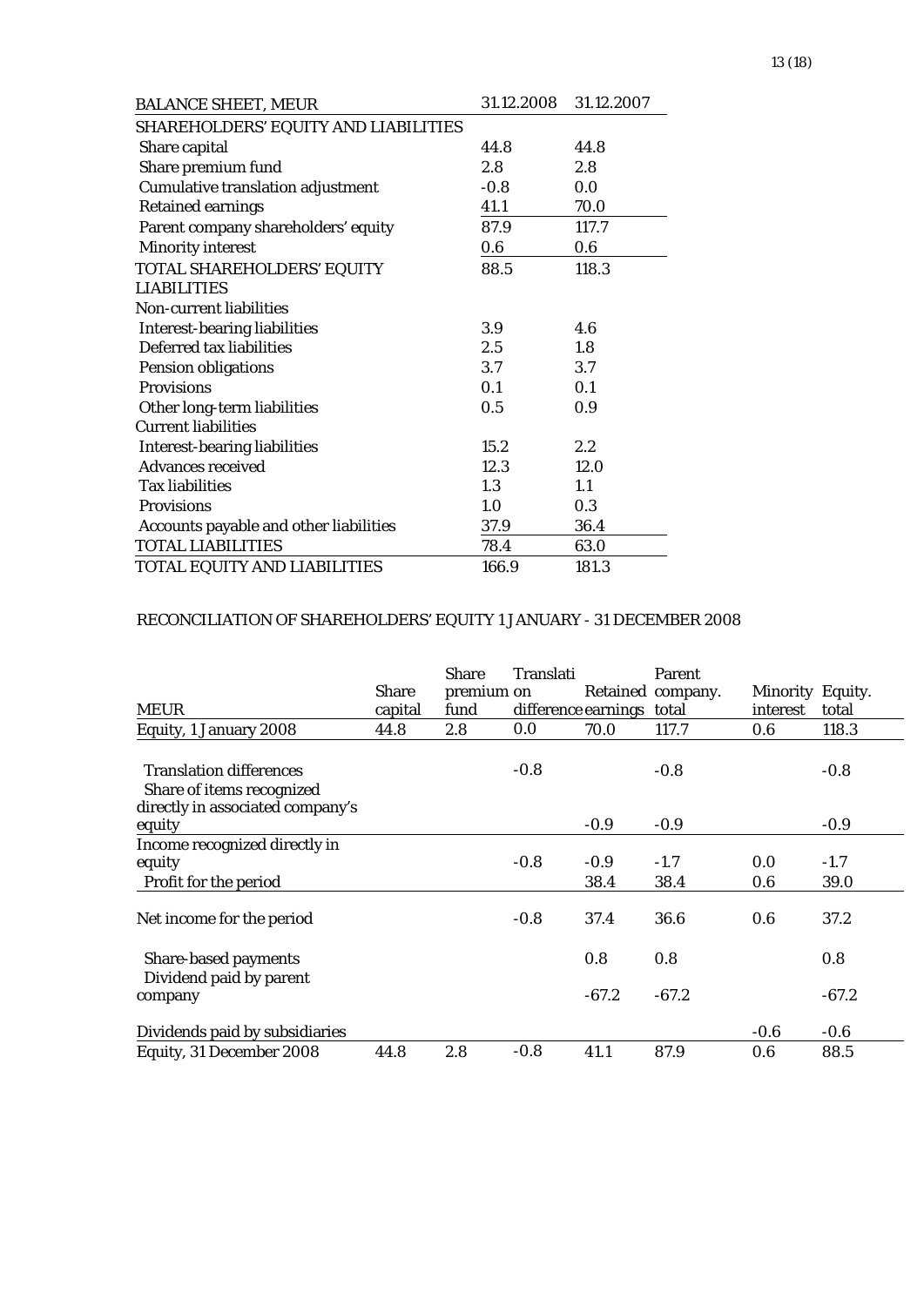| BALANCE SHEET, MEUR | 31.12.2008 | 31.12.2007 |
|---|---|---|
| SHAREHOLDERS' EQUITY AND LIABILITIES | | |
| Share capital | 44.8 | 44.8 |
| Share premium fund | 2.8 | 2.8 |
| Cumulative translation adjustment | -0.8 | 0.0 |
| Retained earnings | 41.1 | 70.0 |
| Parent company shareholders' equity | 87.9 | 117.7 |
| Minority interest | 0.6 | 0.6 |
| TOTAL SHAREHOLDERS' EQUITY | 88.5 | 118.3 |
| LIABILITIES | | |
| Non-current liabilities | | |
| Interest-bearing liabilities | 3.9 | 4.6 |
| Deferred tax liabilities | 2.5 | 1.8 |
| Pension obligations | 3.7 | 3.7 |
| Provisions | 0.1 | 0.1 |
| Other long-term liabilities | 0.5 | 0.9 |
| Current liabilities | | |
| Interest-bearing liabilities | 15.2 | 2.2 |
| Advances received | 12.3 | 12.0 |
| Tax liabilities | 1.3 | 1.1 |
| Provisions | 1.0 | 0.3 |
| Accounts payable and other liabilities | 37.9 | 36.4 |
| TOTAL LIABILITIES | 78.4 | 63.0 |
| TOTAL EQUITY AND LIABILITIES | 166.9 | 181.3 |

RECONCILIATION OF SHAREHOLDERS' EQUITY 1 JANUARY - 31 DECEMBER 2008

| MEUR | Share capital | Share premium fund | Translation difference | Retained earnings | Parent company. total | Minority interest | Equity. total |
|---|---|---|---|---|---|---|---|
| Equity, 1 January 2008 | 44.8 | 2.8 | 0.0 | 70.0 | 117.7 | 0.6 | 118.3 |
| Translation differences | | | -0.8 | | -0.8 | | -0.8 |
| Share of items recognized directly in associated company's equity | | | | -0.9 | -0.9 | | -0.9 |
| Income recognized directly in equity | | | -0.8 | -0.9 | -1.7 | 0.0 | -1.7 |
| Profit for the period | | | | 38.4 | 38.4 | 0.6 | 39.0 |
| Net income for the period | | | -0.8 | 37.4 | 36.6 | 0.6 | 37.2 |
| Share-based payments | | | | 0.8 | 0.8 | | 0.8 |
| Dividend paid by parent company | | | | -67.2 | -67.2 | | -67.2 |
| Dividends paid by subsidiaries | | | | | | -0.6 | -0.6 |
| Equity, 31 December 2008 | 44.8 | 2.8 | -0.8 | 41.1 | 87.9 | 0.6 | 88.5 |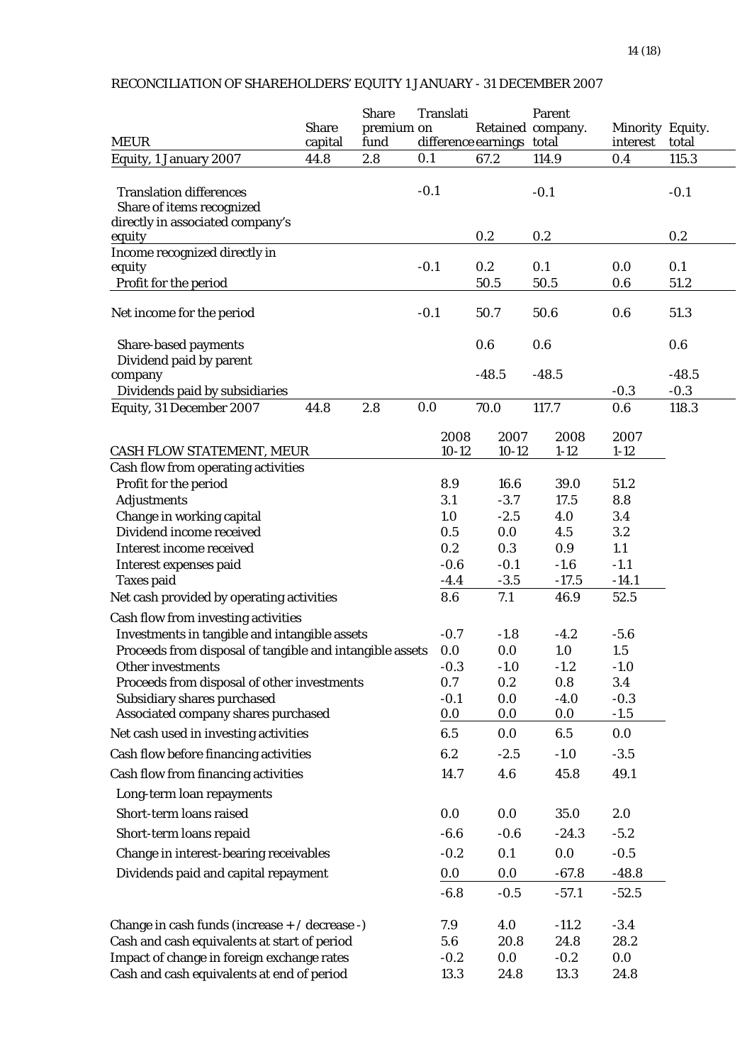RECONCILIATION OF SHAREHOLDERS' EQUITY 1 JANUARY - 31 DECEMBER 2007

| MEUR | Share capital | Share premium fund | Translation difference | Retained earnings | Parent company. total | Minority interest | Equity. total |
|---|---|---|---|---|---|---|---|
| Equity, 1 January 2007 | 44.8 | 2.8 | 0.1 | 67.2 | 114.9 | 0.4 | 115.3 |
| Translation differences | | | -0.1 | | -0.1 | | -0.1 |
| Share of items recognized directly in associated company's equity | | | | 0.2 | 0.2 | | 0.2 |
| Income recognized directly in equity | | | -0.1 | 0.2 | 0.1 | 0.0 | 0.1 |
| Profit for the period | | | | 50.5 | 50.5 | 0.6 | 51.2 |
| Net income for the period | | | -0.1 | 50.7 | 50.6 | 0.6 | 51.3 |
| Share-based payments | | | | 0.6 | 0.6 | | 0.6 |
| Dividend paid by parent company | | | | -48.5 | -48.5 | | -48.5 |
| Dividends paid by subsidiaries | | | | | | -0.3 | -0.3 |
| Equity, 31 December 2007 | 44.8 | 2.8 | 0.0 | 70.0 | 117.7 | 0.6 | 118.3 |

| CASH FLOW STATEMENT, MEUR | 2008 10-12 | 2007 10-12 | 2008 1-12 | 2007 1-12 |
|---|---|---|---|---|
| Cash flow from operating activities | | | | |
| Profit for the period | 8.9 | 16.6 | 39.0 | 51.2 |
| Adjustments | 3.1 | -3.7 | 17.5 | 8.8 |
| Change in working capital | 1.0 | -2.5 | 4.0 | 3.4 |
| Dividend income received | 0.5 | 0.0 | 4.5 | 3.2 |
| Interest income received | 0.2 | 0.3 | 0.9 | 1.1 |
| Interest expenses paid | -0.6 | -0.1 | -1.6 | -1.1 |
| Taxes paid | -4.4 | -3.5 | -17.5 | -14.1 |
| Net cash provided by operating activities | 8.6 | 7.1 | 46.9 | 52.5 |
| Cash flow from investing activities | | | | |
| Investments in tangible and intangible assets | -0.7 | -1.8 | -4.2 | -5.6 |
| Proceeds from disposal of tangible and intangible assets | 0.0 | 0.0 | 1.0 | 1.5 |
| Other investments | -0.3 | -1.0 | -1.2 | -1.0 |
| Proceeds from disposal of other investments | 0.7 | 0.2 | 0.8 | 3.4 |
| Subsidiary shares purchased | -0.1 | 0.0 | -4.0 | -0.3 |
| Associated company shares purchased | 0.0 | 0.0 | 0.0 | -1.5 |
| Net cash used in investing activities | 6.5 | 0.0 | 6.5 | 0.0 |
| Cash flow before financing activities | 6.2 | -2.5 | -1.0 | -3.5 |
| Cash flow from financing activities | 14.7 | 4.6 | 45.8 | 49.1 |
| Long-term loan repayments | | | | |
| Short-term loans raised | 0.0 | 0.0 | 35.0 | 2.0 |
| Short-term loans repaid | -6.6 | -0.6 | -24.3 | -5.2 |
| Change in interest-bearing receivables | -0.2 | 0.1 | 0.0 | -0.5 |
| Dividends paid and capital repayment | 0.0 | 0.0 | -67.8 | -48.8 |
| | -6.8 | -0.5 | -57.1 | -52.5 |
| Change in cash funds (increase + / decrease -) | 7.9 | 4.0 | -11.2 | -3.4 |
| Cash and cash equivalents at start of period | 5.6 | 20.8 | 24.8 | 28.2 |
| Impact of change in foreign exchange rates | -0.2 | 0.0 | -0.2 | 0.0 |
| Cash and cash equivalents at end of period | 13.3 | 24.8 | 13.3 | 24.8 |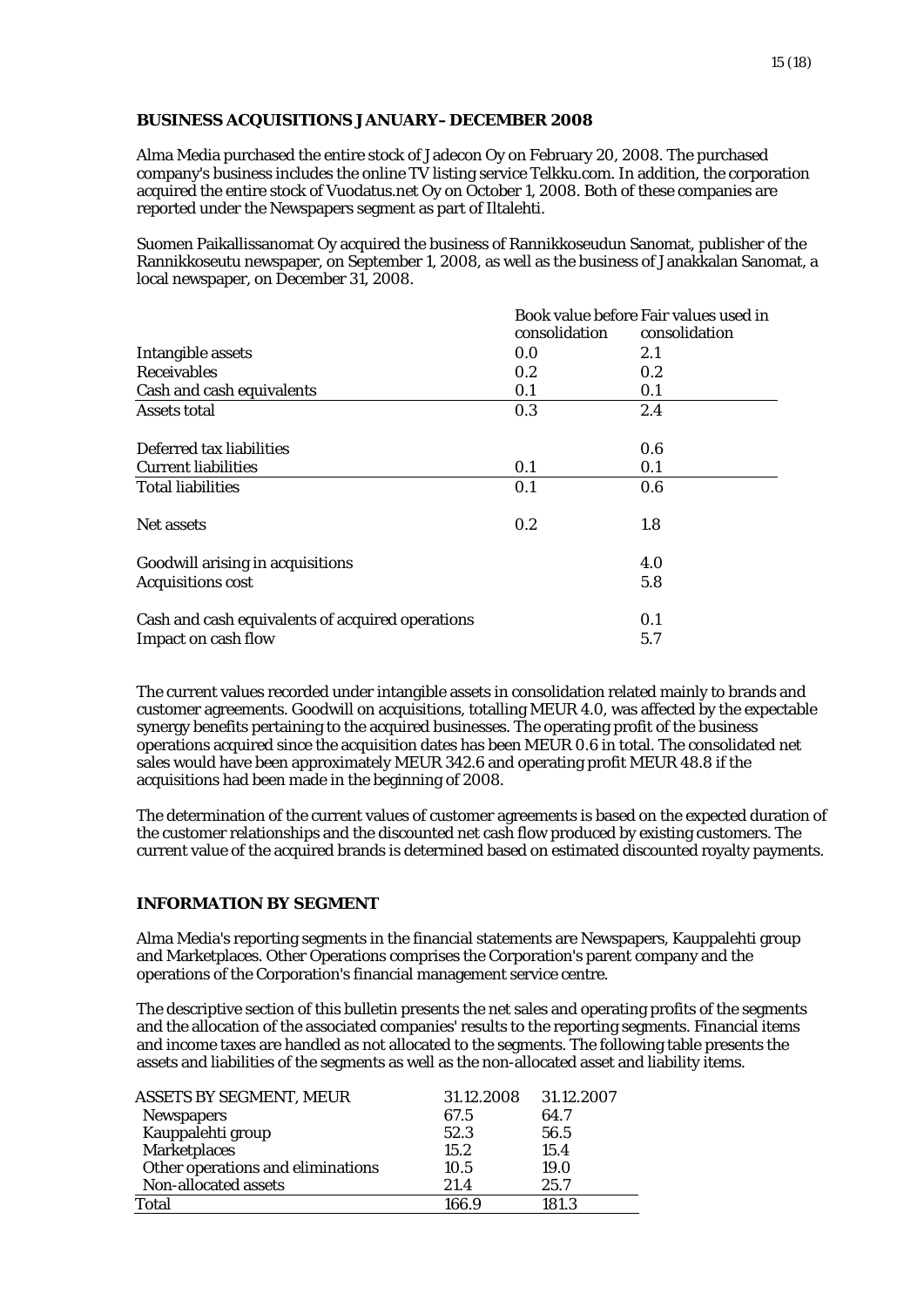## BUSINESS ACQUISITIONS JANUARY– DECEMBER 2008

Alma Media purchased the entire stock of Jadecon Oy on February 20, 2008. The purchased company's business includes the online TV listing service Telkku.com. In addition, the corporation acquired the entire stock of Vuodatus.net Oy on October 1, 2008. Both of these companies are reported under the Newspapers segment as part of Iltalehti.

Suomen Paikallissanomat Oy acquired the business of Rannikkoseudun Sanomat, publisher of the Rannikkoseutu newspaper, on September 1, 2008, as well as the business of Janakkalan Sanomat, a local newspaper, on December 31, 2008.

| | Book value before consolidation | Fair values used in consolidation |
|---|---|---|
| Intangible assets | 0.0 | 2.1 |
| Receivables | 0.2 | 0.2 |
| Cash and cash equivalents | 0.1 | 0.1 |
| Assets total | 0.3 | 2.4 |
| | | |
| Deferred tax liabilities | | 0.6 |
| Current liabilities | 0.1 | 0.1 |
| Total liabilities | 0.1 | 0.6 |
| | | |
| Net assets | 0.2 | 1.8 |
| | | |
| Goodwill arising in acquisitions | | 4.0 |
| Acquisitions cost | | 5.8 |
| | | |
| Cash and cash equivalents of acquired operations | | 0.1 |
| Impact on cash flow | | 5.7 |

The current values recorded under intangible assets in consolidation related mainly to brands and customer agreements. Goodwill on acquisitions, totalling MEUR 4.0, was affected by the expectable synergy benefits pertaining to the acquired businesses. The operating profit of the business operations acquired since the acquisition dates has been MEUR 0.6 in total. The consolidated net sales would have been approximately MEUR 342.6 and operating profit MEUR 48.8 if the acquisitions had been made in the beginning of 2008.

The determination of the current values of customer agreements is based on the expected duration of the customer relationships and the discounted net cash flow produced by existing customers. The current value of the acquired brands is determined based on estimated discounted royalty payments.

## INFORMATION BY SEGMENT

Alma Media's reporting segments in the financial statements are Newspapers, Kauppalehti group and Marketplaces. Other Operations comprises the Corporation's parent company and the operations of the Corporation's financial management service centre.

The descriptive section of this bulletin presents the net sales and operating profits of the segments and the allocation of the associated companies' results to the reporting segments. Financial items and income taxes are handled as not allocated to the segments. The following table presents the assets and liabilities of the segments as well as the non-allocated asset and liability items.

| ASSETS BY SEGMENT, MEUR | 31.12.2008 | 31.12.2007 |
|---|---|---|
| Newspapers | 67.5 | 64.7 |
| Kauppalehti group | 52.3 | 56.5 |
| Marketplaces | 15.2 | 15.4 |
| Other operations and eliminations | 10.5 | 19.0 |
| Non-allocated assets | 21.4 | 25.7 |
| Total | 166.9 | 181.3 |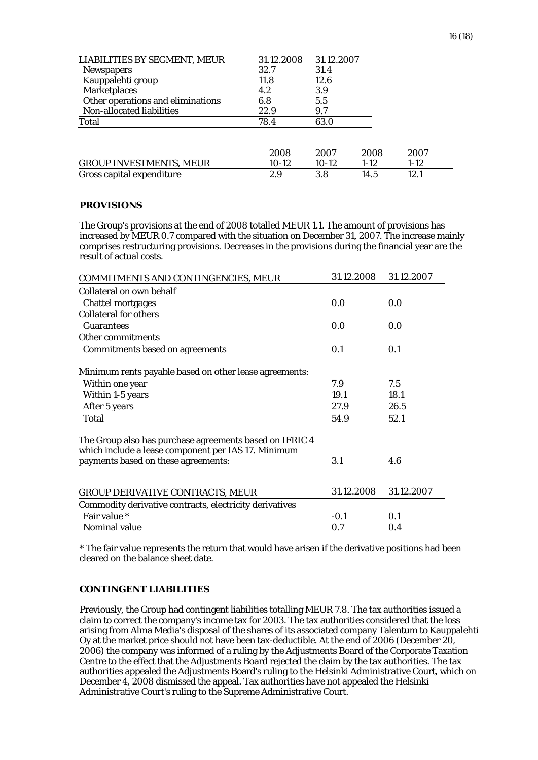| LIABILITIES BY SEGMENT, MEUR | 31.12.2008 | 31.12.2007 |
|---|---|---|
| Newspapers | 32.7 | 31.4 |
| Kauppalehti group | 11.8 | 12.6 |
| Marketplaces | 4.2 | 3.9 |
| Other operations and eliminations | 6.8 | 5.5 |
| Non-allocated liabilities | 22.9 | 9.7 |
| Total | 78.4 | 63.0 |

| GROUP INVESTMENTS, MEUR | 2008 10-12 | 2007 10-12 | 2008 1-12 | 2007 1-12 |
|---|---|---|---|---|
| Gross capital expenditure | 2.9 | 3.8 | 14.5 | 12.1 |

## PROVISIONS

The Group's provisions at the end of 2008 totalled MEUR 1.1. The amount of provisions has increased by MEUR 0.7 compared with the situation on December 31, 2007. The increase mainly comprises restructuring provisions. Decreases in the provisions during the financial year are the result of actual costs.

| COMMITMENTS AND CONTINGENCIES, MEUR | 31.12.2008 | 31.12.2007 |
|---|---|---|
| Collateral on own behalf | | |
| Chattel mortgages | 0.0 | 0.0 |
| Collateral for others | | |
| Guarantees | 0.0 | 0.0 |
| Other commitments | | |
| Commitments based on agreements | 0.1 | 0.1 |
| Minimum rents payable based on other lease agreements: | | |
| Within one year | 7.9 | 7.5 |
| Within 1-5 years | 19.1 | 18.1 |
| After 5 years | 27.9 | 26.5 |
| Total | 54.9 | 52.1 |
| The Group also has purchase agreements based on IFRIC 4 which include a lease component per IAS 17. Minimum payments based on these agreements: | 3.1 | 4.6 |

| GROUP DERIVATIVE CONTRACTS, MEUR | 31.12.2008 | 31.12.2007 |
|---|---|---|
| Commodity derivative contracts, electricity derivatives | | |
| Fair value * | -0.1 | 0.1 |
| Nominal value | 0.7 | 0.4 |

* The fair value represents the return that would have arisen if the derivative positions had been cleared on the balance sheet date.

## CONTINGENT LIABILITIES

Previously, the Group had contingent liabilities totalling MEUR 7.8. The tax authorities issued a claim to correct the company's income tax for 2003. The tax authorities considered that the loss arising from Alma Media's disposal of the shares of its associated company Talentum to Kauppalehti Oy at the market price should not have been tax-deductible. At the end of 2006 (December 20, 2006) the company was informed of a ruling by the Adjustments Board of the Corporate Taxation Centre to the effect that the Adjustments Board rejected the claim by the tax authorities. The tax authorities appealed the Adjustments Board's ruling to the Helsinki Administrative Court, which on December 4, 2008 dismissed the appeal. Tax authorities have not appealed the Helsinki Administrative Court's ruling to the Supreme Administrative Court.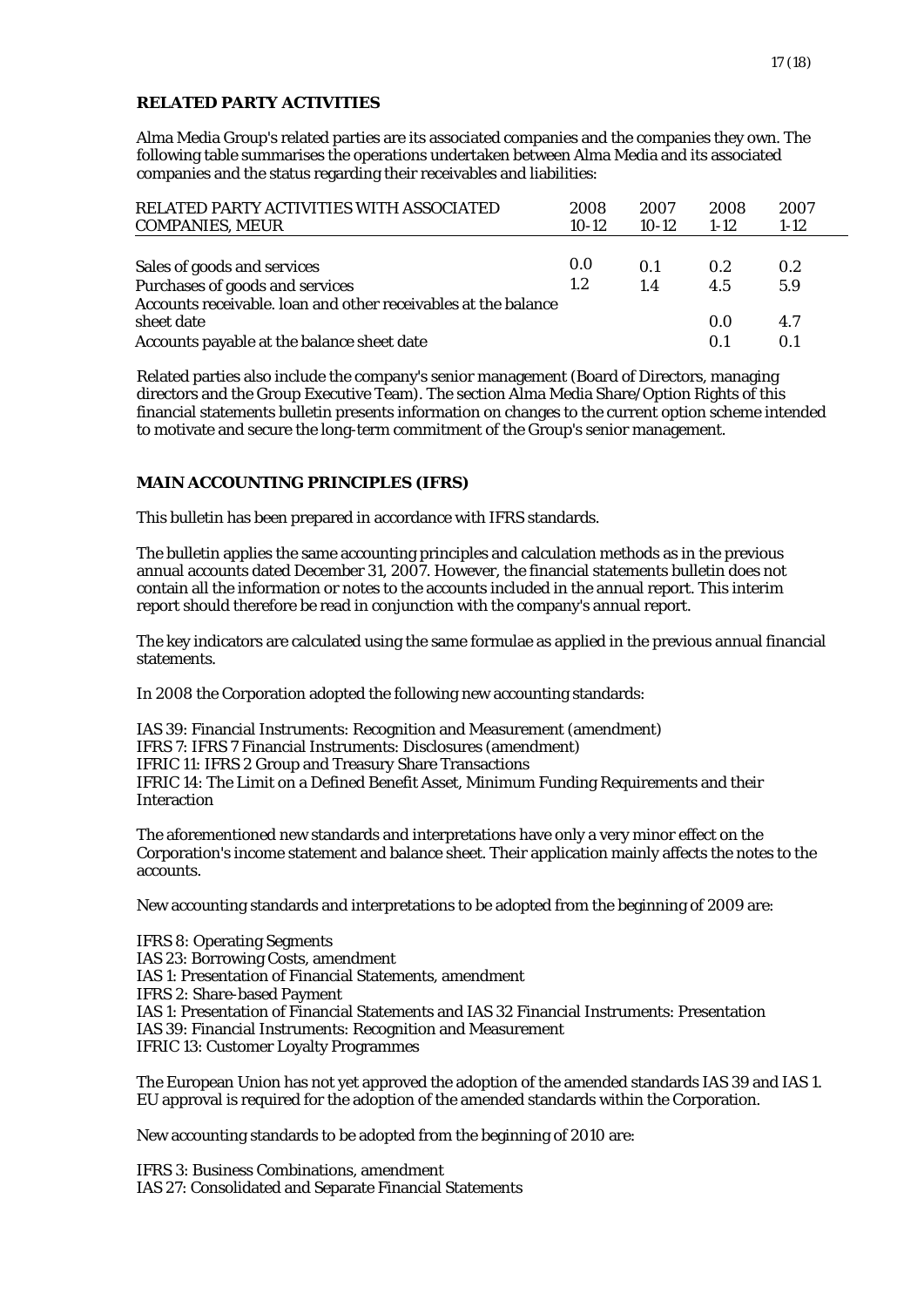## RELATED PARTY ACTIVITIES

Alma Media Group's related parties are its associated companies and the companies they own. The following table summarises the operations undertaken between Alma Media and its associated companies and the status regarding their receivables and liabilities:

| RELATED PARTY ACTIVITIES WITH ASSOCIATED COMPANIES, MEUR | 2008 10-12 | 2007 10-12 | 2008 1-12 | 2007 1-12 |
|---|---|---|---|---|
| Sales of goods and services | 0.0 | 0.1 | 0.2 | 0.2 |
| Purchases of goods and services | 1.2 | 1.4 | 4.5 | 5.9 |
| Accounts receivable. loan and other receivables at the balance sheet date | | | 0.0 | 4.7 |
| Accounts payable at the balance sheet date | | | 0.1 | 0.1 |

Related parties also include the company's senior management (Board of Directors, managing directors and the Group Executive Team). The section Alma Media Share/Option Rights of this financial statements bulletin presents information on changes to the current option scheme intended to motivate and secure the long-term commitment of the Group's senior management.

## MAIN ACCOUNTING PRINCIPLES (IFRS)

This bulletin has been prepared in accordance with IFRS standards.

The bulletin applies the same accounting principles and calculation methods as in the previous annual accounts dated December 31, 2007. However, the financial statements bulletin does not contain all the information or notes to the accounts included in the annual report. This interim report should therefore be read in conjunction with the company's annual report.

The key indicators are calculated using the same formulae as applied in the previous annual financial statements.

In 2008 the Corporation adopted the following new accounting standards:

IAS 39: Financial Instruments: Recognition and Measurement (amendment)
IFRS 7: IFRS 7 Financial Instruments: Disclosures (amendment)
IFRIC 11: IFRS 2 Group and Treasury Share Transactions
IFRIC 14: The Limit on a Defined Benefit Asset, Minimum Funding Requirements and their Interaction

The aforementioned new standards and interpretations have only a very minor effect on the Corporation's income statement and balance sheet. Their application mainly affects the notes to the accounts.

New accounting standards and interpretations to be adopted from the beginning of 2009 are:

IFRS 8: Operating Segments
IAS 23: Borrowing Costs, amendment
IAS 1: Presentation of Financial Statements, amendment
IFRS 2: Share-based Payment
IAS 1: Presentation of Financial Statements and IAS 32 Financial Instruments: Presentation
IAS 39: Financial Instruments: Recognition and Measurement
IFRIC 13: Customer Loyalty Programmes

The European Union has not yet approved the adoption of the amended standards IAS 39 and IAS 1. EU approval is required for the adoption of the amended standards within the Corporation.

New accounting standards to be adopted from the beginning of 2010 are:

IFRS 3: Business Combinations, amendment
IAS 27: Consolidated and Separate Financial Statements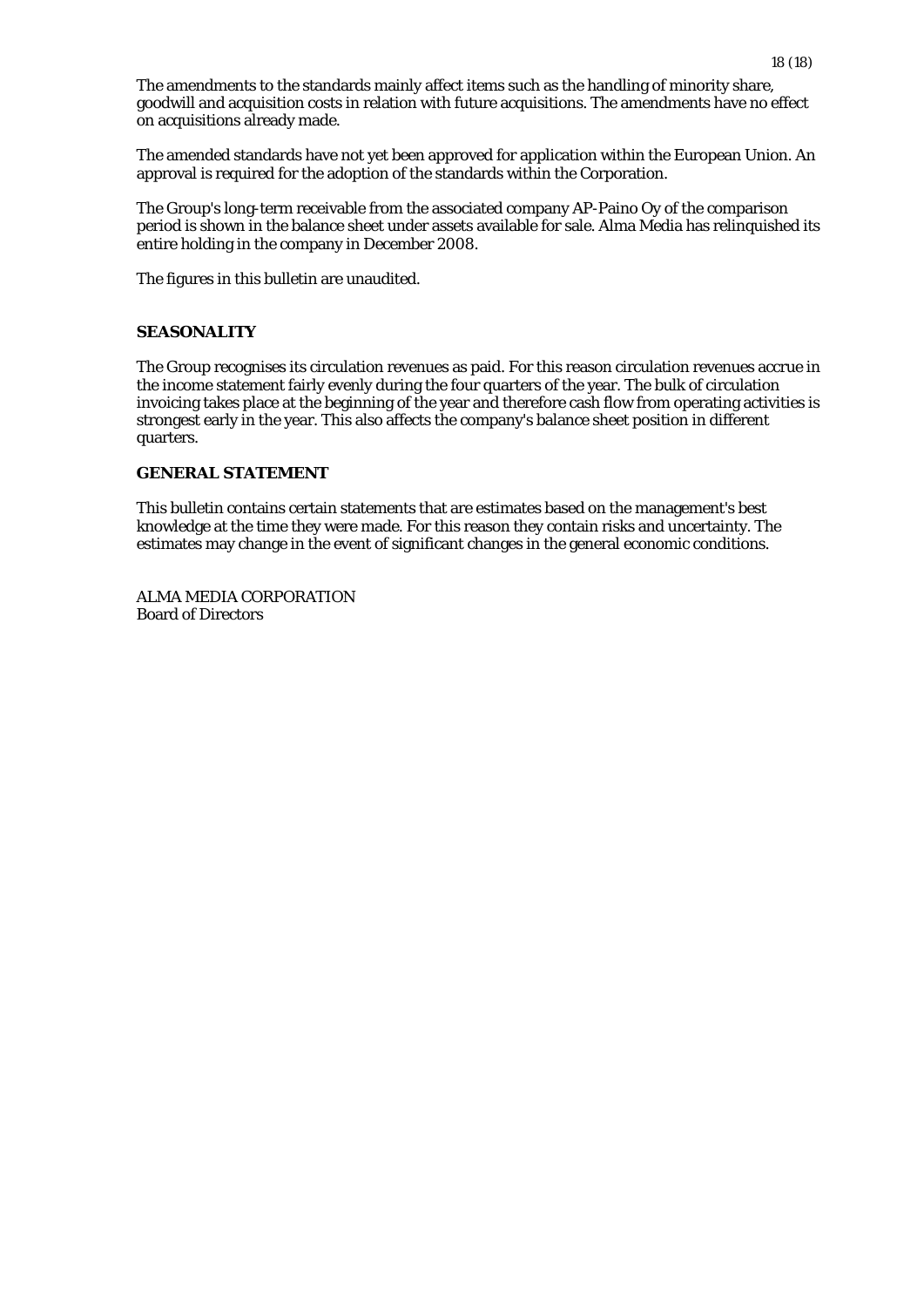The amendments to the standards mainly affect items such as the handling of minority share, goodwill and acquisition costs in relation with future acquisitions. The amendments have no effect on acquisitions already made.

The amended standards have not yet been approved for application within the European Union. An approval is required for the adoption of the standards within the Corporation.

The Group's long-term receivable from the associated company AP-Paino Oy of the comparison period is shown in the balance sheet under assets available for sale. Alma Media has relinquished its entire holding in the company in December 2008.

The figures in this bulletin are unaudited.

## SEASONALITY

The Group recognises its circulation revenues as paid. For this reason circulation revenues accrue in the income statement fairly evenly during the four quarters of the year. The bulk of circulation invoicing takes place at the beginning of the year and therefore cash flow from operating activities is strongest early in the year. This also affects the company's balance sheet position in different quarters.

## GENERAL STATEMENT

This bulletin contains certain statements that are estimates based on the management's best knowledge at the time they were made. For this reason they contain risks and uncertainty. The estimates may change in the event of significant changes in the general economic conditions.

ALMA MEDIA CORPORATION
Board of Directors